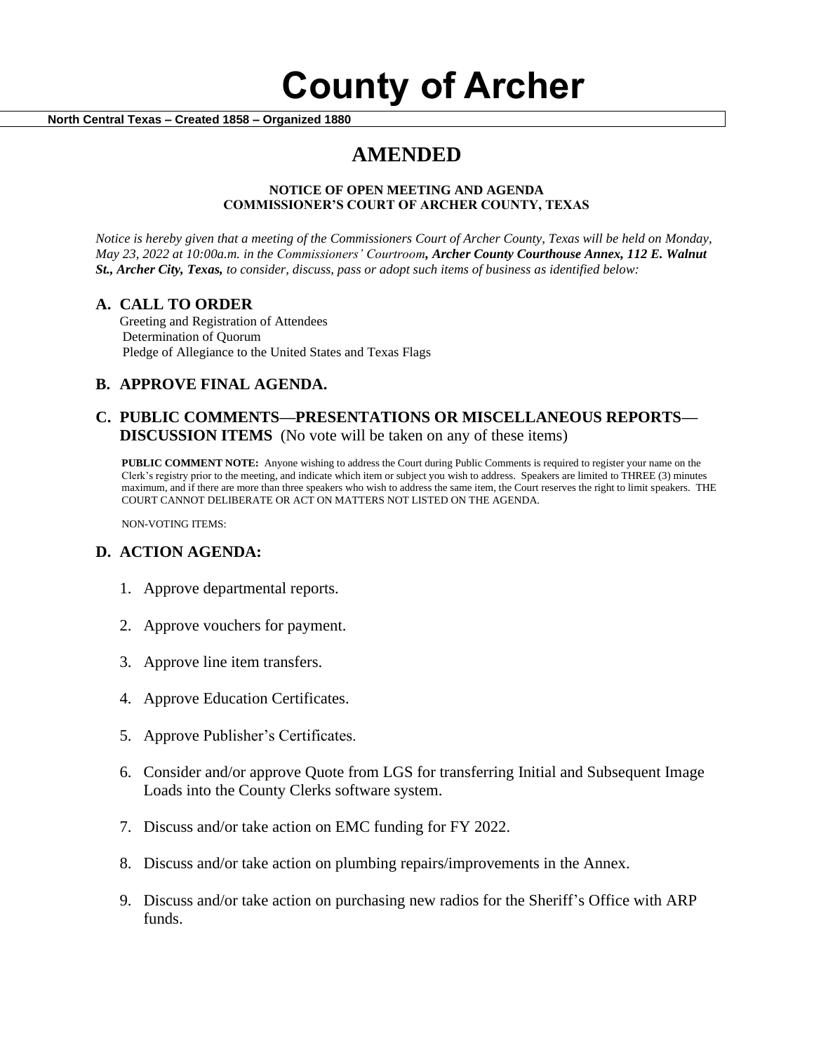# County of Archer

**North Central Texas – Created 1858 – Organized 1880**

## AMENDED

**NOTICE OF OPEN MEETING AND AGENDA**
**COMMISSIONER'S COURT OF ARCHER COUNTY, TEXAS**

*Notice is hereby given that a meeting of the Commissioners Court of Archer County, Texas will be held on Monday, May 23, 2022 at 10:00a.m. in the Commissioners' Courtroom, **Archer County Courthouse Annex, 112 E. Walnut St., Archer City, Texas,** to consider, discuss, pass or adopt such items of business as identified below:*

### A. CALL TO ORDER

Greeting and Registration of Attendees
Determination of Quorum
Pledge of Allegiance to the United States and Texas Flags

### B. APPROVE FINAL AGENDA.

### C. PUBLIC COMMENTS—PRESENTATIONS OR MISCELLANEOUS REPORTS—DISCUSSION ITEMS (No vote will be taken on any of these items)

**PUBLIC COMMENT NOTE:** Anyone wishing to address the Court during Public Comments is required to register your name on the Clerk's registry prior to the meeting, and indicate which item or subject you wish to address. Speakers are limited to THREE (3) minutes maximum, and if there are more than three speakers who wish to address the same item, the Court reserves the right to limit speakers. THE COURT CANNOT DELIBERATE OR ACT ON MATTERS NOT LISTED ON THE AGENDA.

NON-VOTING ITEMS:

### D. ACTION AGENDA:

1. Approve departmental reports.
2. Approve vouchers for payment.
3. Approve line item transfers.
4. Approve Education Certificates.
5. Approve Publisher's Certificates.
6. Consider and/or approve Quote from LGS for transferring Initial and Subsequent Image Loads into the County Clerks software system.
7. Discuss and/or take action on EMC funding for FY 2022.
8. Discuss and/or take action on plumbing repairs/improvements in the Annex.
9. Discuss and/or take action on purchasing new radios for the Sheriff's Office with ARP funds.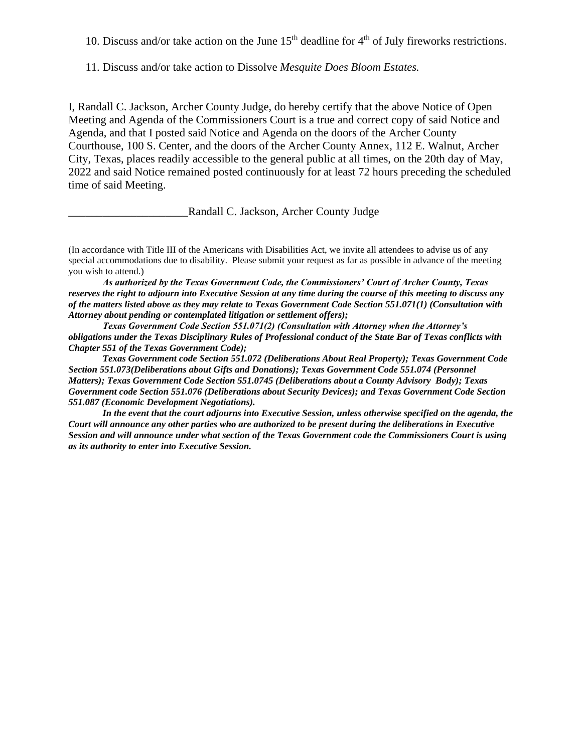10. Discuss and/or take action on the June 15th deadline for 4th of July fireworks restrictions.

11. Discuss and/or take action to Dissolve *Mesquite Does Bloom Estates.*

I, Randall C. Jackson, Archer County Judge, do hereby certify that the above Notice of Open Meeting and Agenda of the Commissioners Court is a true and correct copy of said Notice and Agenda, and that I posted said Notice and Agenda on the doors of the Archer County Courthouse, 100 S. Center, and the doors of the Archer County Annex, 112 E. Walnut, Archer City, Texas, places readily accessible to the general public at all times, on the 20th day of May, 2022 and said Notice remained posted continuously for at least 72 hours preceding the scheduled time of said Meeting.

_____________________Randall C. Jackson, Archer County Judge

(In accordance with Title III of the Americans with Disabilities Act, we invite all attendees to advise us of any special accommodations due to disability. Please submit your request as far as possible in advance of the meeting you wish to attend.)

***As authorized by the Texas Government Code, the Commissioners' Court of Archer County, Texas reserves the right to adjourn into Executive Session at any time during the course of this meeting to discuss any of the matters listed above as they may relate to Texas Government Code Section 551.071(1) (Consultation with Attorney about pending or contemplated litigation or settlement offers);***

***Texas Government Code Section 551.071(2) (Consultation with Attorney when the Attorney's obligations under the Texas Disciplinary Rules of Professional conduct of the State Bar of Texas conflicts with Chapter 551 of the Texas Government Code);***

***Texas Government code Section 551.072 (Deliberations About Real Property); Texas Government Code Section 551.073(Deliberations about Gifts and Donations); Texas Government Code 551.074 (Personnel Matters); Texas Government Code Section 551.0745 (Deliberations about a County Advisory Body); Texas Government code Section 551.076 (Deliberations about Security Devices); and Texas Government Code Section 551.087 (Economic Development Negotiations).***

***In the event that the court adjourns into Executive Session, unless otherwise specified on the agenda, the Court will announce any other parties who are authorized to be present during the deliberations in Executive Session and will announce under what section of the Texas Government code the Commissioners Court is using as its authority to enter into Executive Session.***